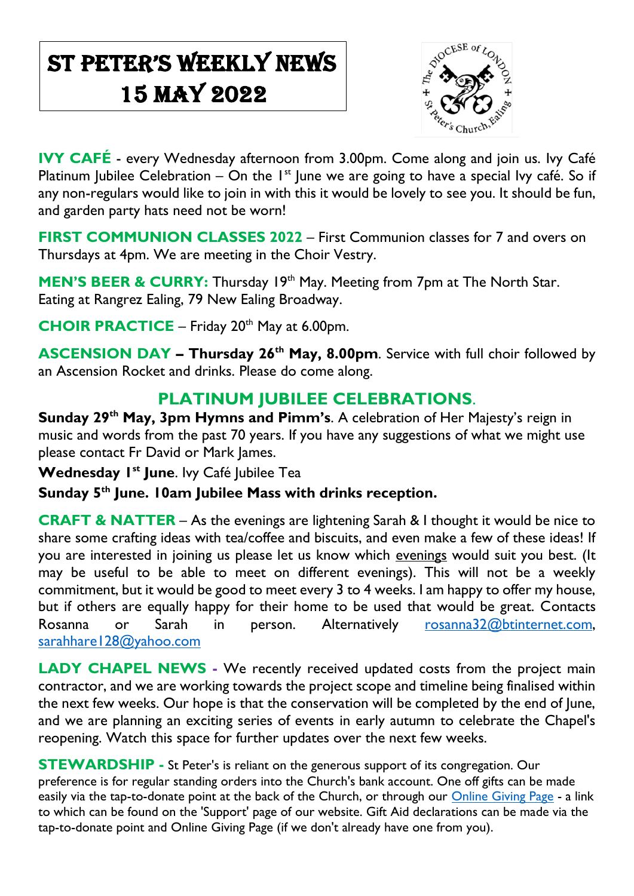# ST PETER'S WEEKLY NEWS 15 MAY 2022

**IVY CAFÉ** - every Wednesday afternoon from 3.00pm. Come along and join us. Ivy Café Platinum Jubilee Celebration – On the 1st June we are going to have a special Ivy café. So if any non-regulars would like to join in with this it would be lovely to see you. It should be fun, and garden party hats need not be worn!

**FIRST COMMUNION CLASSES 2022** – First Communion classes for 7 and overs on Thursdays at 4pm. We are meeting in the Choir Vestry.

**MEN'S BEER & CURRY:** Thursday 19th May. Meeting from 7pm at The North Star. Eating at Rangrez Ealing, 79 New Ealing Broadway.

**CHOIR PRACTICE** – Friday 20th May at 6.00pm.

**ASCENSION DAY – Thursday 26th May, 8.00pm**. Service with full choir followed by an Ascension Rocket and drinks. Please do come along.

## PLATINUM JUBILEE CELEBRATIONS.

**Sunday 29th May, 3pm Hymns and Pimm's**. A celebration of Her Majesty's reign in music and words from the past 70 years. If you have any suggestions of what we might use please contact Fr David or Mark James.

**Wednesday 1st June**. Ivy Café Jubilee Tea

**Sunday 5th June. 10am Jubilee Mass with drinks reception.**

**CRAFT & NATTER** – As the evenings are lightening Sarah & I thought it would be nice to share some crafting ideas with tea/coffee and biscuits, and even make a few of these ideas! If you are interested in joining us please let us know which evenings would suit you best. (It may be useful to be able to meet on different evenings). This will not be a weekly commitment, but it would be good to meet every 3 to 4 weeks. I am happy to offer my house, but if others are equally happy for their home to be used that would be great. Contacts Rosanna or Sarah in person. Alternatively rosanna32@btinternet.com, sarahhare128@yahoo.com

**LADY CHAPEL NEWS -** We recently received updated costs from the project main contractor, and we are working towards the project scope and timeline being finalised within the next few weeks. Our hope is that the conservation will be completed by the end of June, and we are planning an exciting series of events in early autumn to celebrate the Chapel's reopening. Watch this space for further updates over the next few weeks.

**STEWARDSHIP -** St Peter's is reliant on the generous support of its congregation. Our preference is for regular standing orders into the Church's bank account. One off gifts can be made easily via the tap-to-donate point at the back of the Church, or through our Online Giving Page - a link to which can be found on the 'Support' page of our website. Gift Aid declarations can be made via the tap-to-donate point and Online Giving Page (if we don't already have one from you).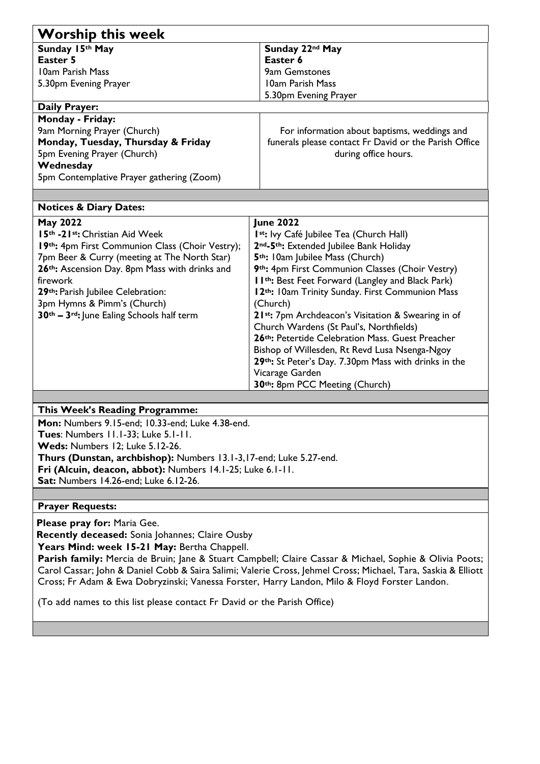## Worship this week

**Sunday 15th May**
**Easter 5**
10am Parish Mass
5.30pm Evening Prayer

**Sunday 22nd May**
**Easter 6**
9am Gemstones
10am Parish Mass
5.30pm Evening Prayer

### Daily Prayer:

**Monday - Friday:**
9am Morning Prayer (Church)
**Monday, Tuesday, Thursday & Friday**
5pm Evening Prayer (Church)
**Wednesday**
5pm Contemplative Prayer gathering (Zoom)

For information about baptisms, weddings and funerals please contact Fr David or the Parish Office during office hours.

### Notices & Diary Dates:

**May 2022**

**15th -21st:** Christian Aid Week
**19th:** 4pm First Communion Class (Choir Vestry); 7pm Beer & Curry (meeting at The North Star)
**26th:** Ascension Day. 8pm Mass with drinks and firework
**29th:** Parish Jubilee Celebration: 3pm Hymns & Pimm's (Church)
**30th – 3rd:** June Ealing Schools half term

**June 2022**

**1st:** Ivy Café Jubilee Tea (Church Hall)
**2nd-5th:** Extended Jubilee Bank Holiday
**5th:** 10am Jubilee Mass (Church)
**9th:** 4pm First Communion Classes (Choir Vestry)
**11th:** Best Feet Forward (Langley and Black Park)
**12th:** 10am Trinity Sunday. First Communion Mass (Church)
**21st:** 7pm Archdeacon's Visitation & Swearing in of Church Wardens (St Paul's, Northfields)
**26th:** Petertide Celebration Mass. Guest Preacher Bishop of Willesden, Rt Revd Lusa Nsenga-Ngoy
**29th:** St Peter's Day. 7.30pm Mass with drinks in the Vicarage Garden
**30th:** 8pm PCC Meeting (Church)

### This Week's Reading Programme:

**Mon:** Numbers 9.15-end; 10.33-end; Luke 4.38-end.
**Tues**: Numbers 11.1-33; Luke 5.1-11.
**Weds:** Numbers 12; Luke 5.12-26.
**Thurs (Dunstan, archbishop):** Numbers 13.1-3,17-end; Luke 5.27-end.
**Fri (Alcuin, deacon, abbot):** Numbers 14.1-25; Luke 6.1-11.
**Sat:** Numbers 14.26-end; Luke 6.12-26.

### Prayer Requests:

**Please pray for:** Maria Gee.
**Recently deceased:** Sonia Johannes; Claire Ousby
**Years Mind: week 15-21 May:** Bertha Chappell.
**Parish family:** Mercia de Bruin; Jane & Stuart Campbell; Claire Cassar & Michael, Sophie & Olivia Poots; Carol Cassar; John & Daniel Cobb & Saira Salimi; Valerie Cross, Jehmel Cross; Michael, Tara, Saskia & Elliott Cross; Fr Adam & Ewa Dobryzinski; Vanessa Forster, Harry Landon, Milo & Floyd Forster Landon.

(To add names to this list please contact Fr David or the Parish Office)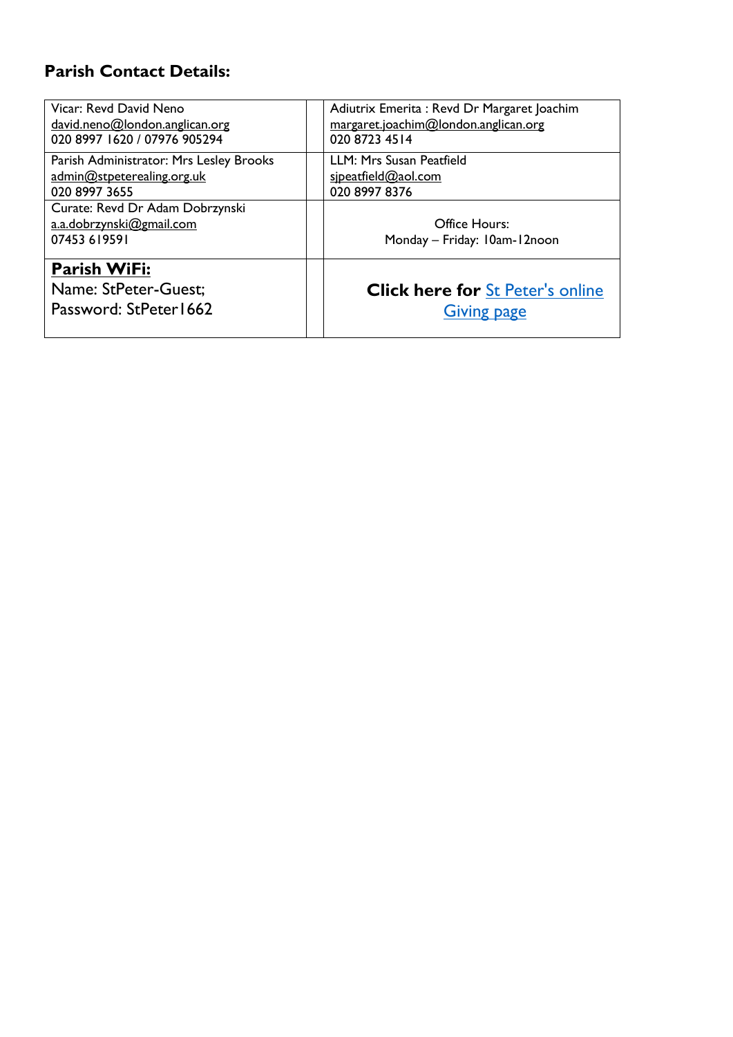## Parish Contact Details:

| | | |
|---|---|---|
| Vicar: Revd David Neno<br>david.neno@london.anglican.org<br>020 8997 1620 / 07976 905294 | | Adiutrix Emerita : Revd Dr Margaret Joachim<br>margaret.joachim@london.anglican.org<br>020 8723 4514 |
| Parish Administrator: Mrs Lesley Brooks<br>admin@stpeterealing.org.uk<br>020 8997 3655 | | LLM: Mrs Susan Peatfield<br>sjpeatfield@aol.com<br>020 8997 8376 |
| Curate: Revd Dr Adam Dobrzynski<br>a.a.dobrzynski@gmail.com<br>07453 619591 | | Office Hours:<br>Monday – Friday: 10am-12noon |
| **Parish WiFi:**<br>Name: StPeter-Guest;<br>Password: StPeter1662 | | **Click here for** St Peter's online Giving page |